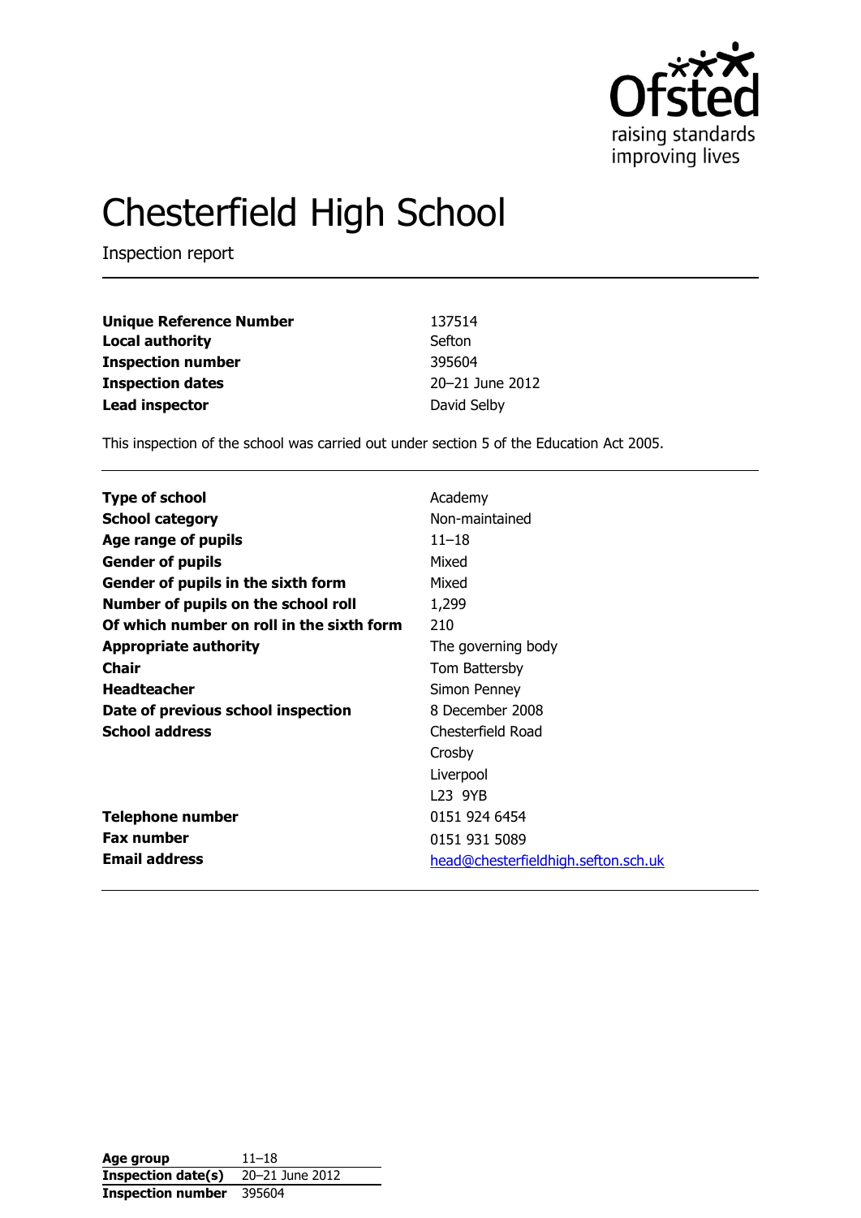# Chesterfield High School

Inspection report

| | |
|---|---|
| **Unique Reference Number** | 137514 |
| **Local authority** | Sefton |
| **Inspection number** | 395604 |
| **Inspection dates** | 20–21 June 2012 |
| **Lead inspector** | David Selby |

This inspection of the school was carried out under section 5 of the Education Act 2005.

| | |
|---|---|
| **Type of school** | Academy |
| **School category** | Non-maintained |
| **Age range of pupils** | 11–18 |
| **Gender of pupils** | Mixed |
| **Gender of pupils in the sixth form** | Mixed |
| **Number of pupils on the school roll** | 1,299 |
| **Of which number on roll in the sixth form** | 210 |
| **Appropriate authority** | The governing body |
| **Chair** | Tom Battersby |
| **Headteacher** | Simon Penney |
| **Date of previous school inspection** | 8 December 2008 |
| **School address** | Chesterfield Road<br>Crosby<br>Liverpool<br>L23 9YB |
| **Telephone number** | 0151 924 6454 |
| **Fax number** | 0151 931 5089 |
| **Email address** | head@chesterfieldhigh.sefton.sch.uk |

| | |
|---|---|
| **Age group** | 11–18 |
| **Inspection date(s)** | 20–21 June 2012 |
| **Inspection number** | 395604 |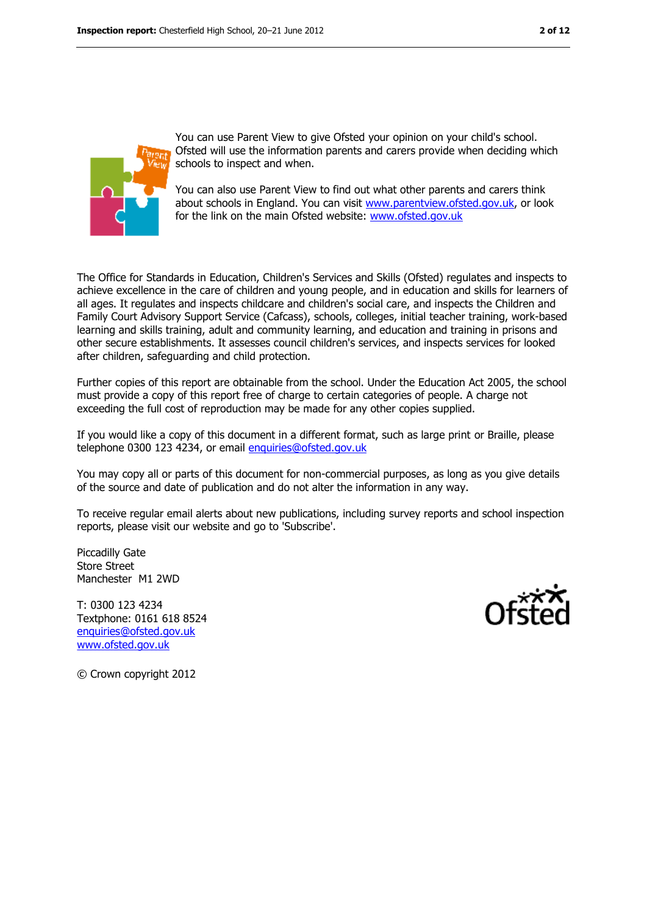You can use Parent View to give Ofsted your opinion on your child's school. Ofsted will use the information parents and carers provide when deciding which schools to inspect and when.

You can also use Parent View to find out what other parents and carers think about schools in England. You can visit www.parentview.ofsted.gov.uk, or look for the link on the main Ofsted website: www.ofsted.gov.uk

The Office for Standards in Education, Children's Services and Skills (Ofsted) regulates and inspects to achieve excellence in the care of children and young people, and in education and skills for learners of all ages. It regulates and inspects childcare and children's social care, and inspects the Children and Family Court Advisory Support Service (Cafcass), schools, colleges, initial teacher training, work-based learning and skills training, adult and community learning, and education and training in prisons and other secure establishments. It assesses council children's services, and inspects services for looked after children, safeguarding and child protection.

Further copies of this report are obtainable from the school. Under the Education Act 2005, the school must provide a copy of this report free of charge to certain categories of people. A charge not exceeding the full cost of reproduction may be made for any other copies supplied.

If you would like a copy of this document in a different format, such as large print or Braille, please telephone 0300 123 4234, or email enquiries@ofsted.gov.uk

You may copy all or parts of this document for non-commercial purposes, as long as you give details of the source and date of publication and do not alter the information in any way.

To receive regular email alerts about new publications, including survey reports and school inspection reports, please visit our website and go to 'Subscribe'.

Piccadilly Gate
Store Street
Manchester M1 2WD

T: 0300 123 4234
Textphone: 0161 618 8524
enquiries@ofsted.gov.uk
www.ofsted.gov.uk

© Crown copyright 2012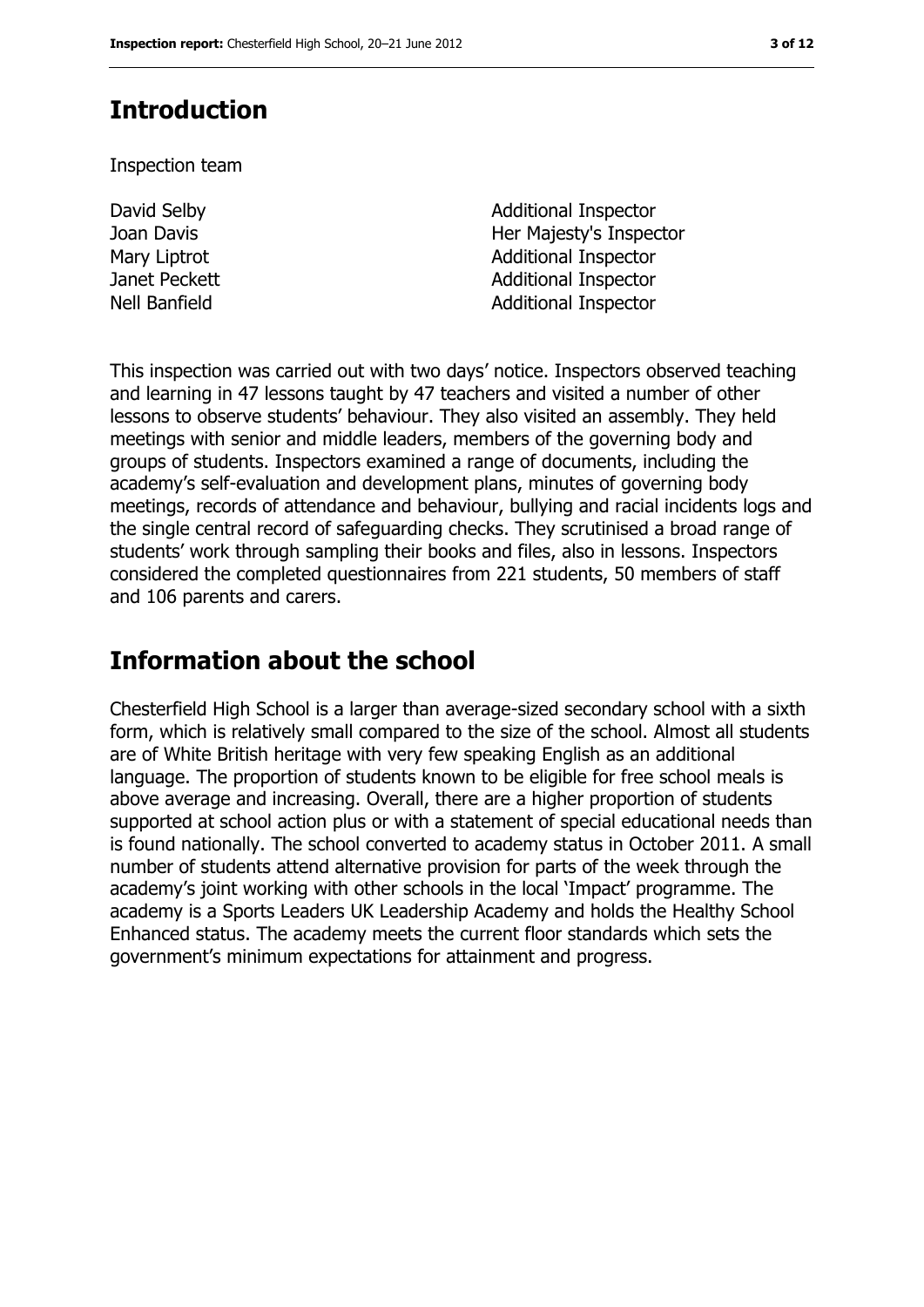# Introduction

Inspection team

| | |
|---|---|
| David Selby | Additional Inspector |
| Joan Davis | Her Majesty's Inspector |
| Mary Liptrot | Additional Inspector |
| Janet Peckett | Additional Inspector |
| Nell Banfield | Additional Inspector |

This inspection was carried out with two days' notice. Inspectors observed teaching and learning in 47 lessons taught by 47 teachers and visited a number of other lessons to observe students' behaviour. They also visited an assembly. They held meetings with senior and middle leaders, members of the governing body and groups of students. Inspectors examined a range of documents, including the academy's self-evaluation and development plans, minutes of governing body meetings, records of attendance and behaviour, bullying and racial incidents logs and the single central record of safeguarding checks. They scrutinised a broad range of students' work through sampling their books and files, also in lessons. Inspectors considered the completed questionnaires from 221 students, 50 members of staff and 106 parents and carers.

# Information about the school

Chesterfield High School is a larger than average-sized secondary school with a sixth form, which is relatively small compared to the size of the school. Almost all students are of White British heritage with very few speaking English as an additional language. The proportion of students known to be eligible for free school meals is above average and increasing. Overall, there are a higher proportion of students supported at school action plus or with a statement of special educational needs than is found nationally. The school converted to academy status in October 2011. A small number of students attend alternative provision for parts of the week through the academy's joint working with other schools in the local 'Impact' programme. The academy is a Sports Leaders UK Leadership Academy and holds the Healthy School Enhanced status. The academy meets the current floor standards which sets the government's minimum expectations for attainment and progress.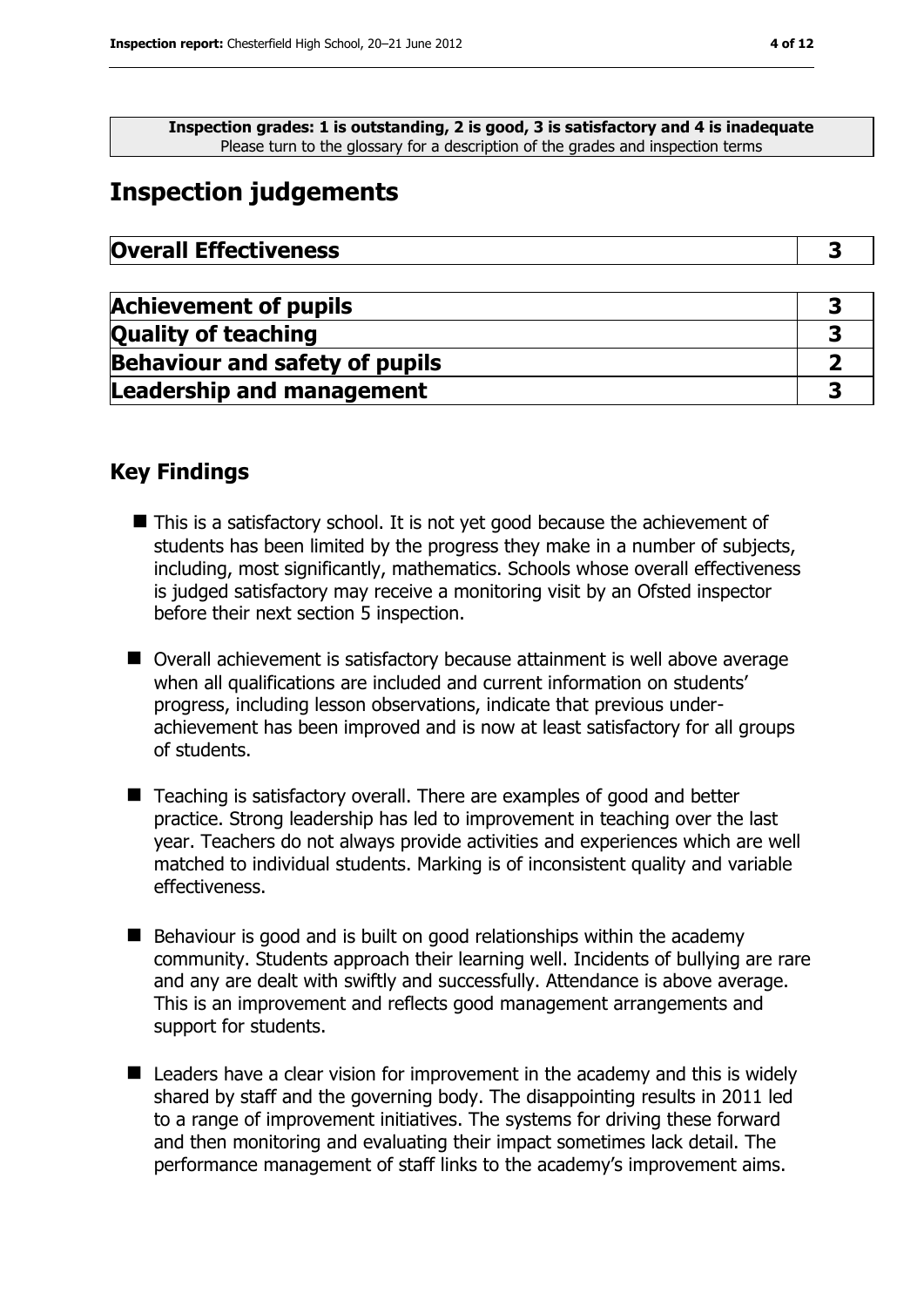**Inspection grades: 1 is outstanding, 2 is good, 3 is satisfactory and 4 is inadequate**
Please turn to the glossary for a description of the grades and inspection terms

# Inspection judgements

| **Overall Effectiveness** | **3** |
|---|---|

| **Achievement of pupils** | **3** |
|---|---|
| **Quality of teaching** | **3** |
| **Behaviour and safety of pupils** | **2** |
| **Leadership and management** | **3** |

## Key Findings

- This is a satisfactory school. It is not yet good because the achievement of students has been limited by the progress they make in a number of subjects, including, most significantly, mathematics. Schools whose overall effectiveness is judged satisfactory may receive a monitoring visit by an Ofsted inspector before their next section 5 inspection.
- Overall achievement is satisfactory because attainment is well above average when all qualifications are included and current information on students' progress, including lesson observations, indicate that previous under-achievement has been improved and is now at least satisfactory for all groups of students.
- Teaching is satisfactory overall. There are examples of good and better practice. Strong leadership has led to improvement in teaching over the last year. Teachers do not always provide activities and experiences which are well matched to individual students. Marking is of inconsistent quality and variable effectiveness.
- Behaviour is good and is built on good relationships within the academy community. Students approach their learning well. Incidents of bullying are rare and any are dealt with swiftly and successfully. Attendance is above average. This is an improvement and reflects good management arrangements and support for students.
- Leaders have a clear vision for improvement in the academy and this is widely shared by staff and the governing body. The disappointing results in 2011 led to a range of improvement initiatives. The systems for driving these forward and then monitoring and evaluating their impact sometimes lack detail. The performance management of staff links to the academy's improvement aims.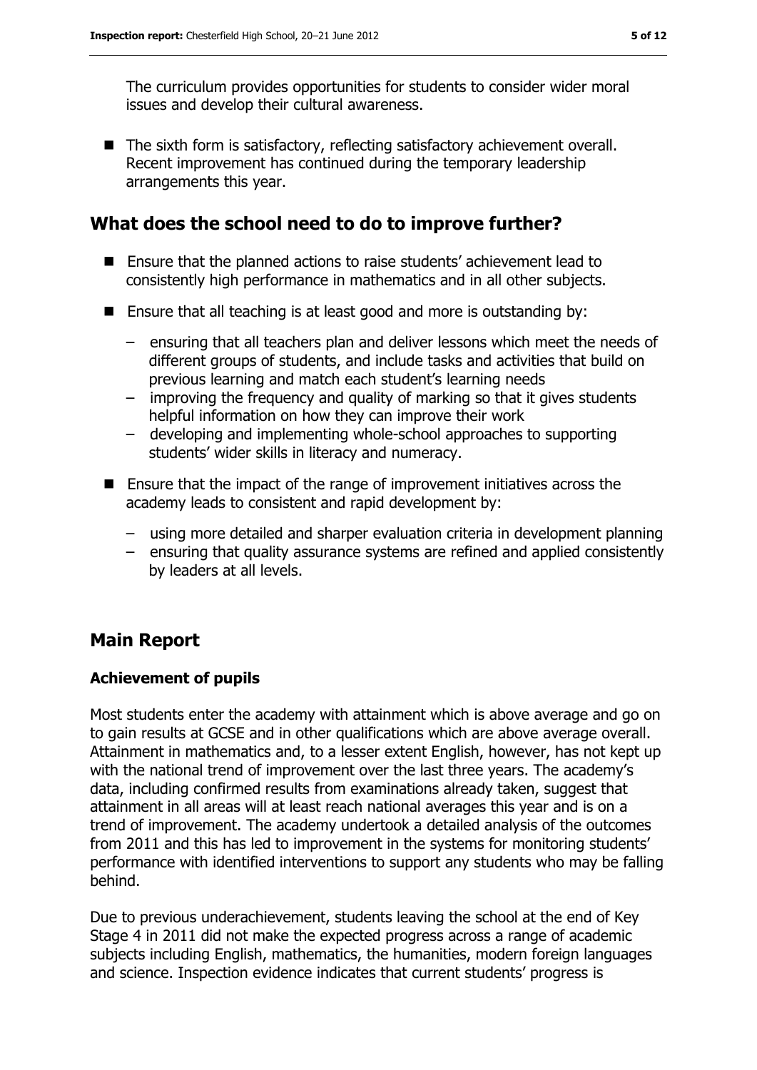The curriculum provides opportunities for students to consider wider moral issues and develop their cultural awareness.

- The sixth form is satisfactory, reflecting satisfactory achievement overall. Recent improvement has continued during the temporary leadership arrangements this year.

## What does the school need to do to improve further?

- Ensure that the planned actions to raise students' achievement lead to consistently high performance in mathematics and in all other subjects.
- Ensure that all teaching is at least good and more is outstanding by:
  - ensuring that all teachers plan and deliver lessons which meet the needs of different groups of students, and include tasks and activities that build on previous learning and match each student's learning needs
  - improving the frequency and quality of marking so that it gives students helpful information on how they can improve their work
  - developing and implementing whole-school approaches to supporting students' wider skills in literacy and numeracy.
- Ensure that the impact of the range of improvement initiatives across the academy leads to consistent and rapid development by:
  - using more detailed and sharper evaluation criteria in development planning
  - ensuring that quality assurance systems are refined and applied consistently by leaders at all levels.

## Main Report

### Achievement of pupils

Most students enter the academy with attainment which is above average and go on to gain results at GCSE and in other qualifications which are above average overall. Attainment in mathematics and, to a lesser extent English, however, has not kept up with the national trend of improvement over the last three years. The academy's data, including confirmed results from examinations already taken, suggest that attainment in all areas will at least reach national averages this year and is on a trend of improvement. The academy undertook a detailed analysis of the outcomes from 2011 and this has led to improvement in the systems for monitoring students' performance with identified interventions to support any students who may be falling behind.

Due to previous underachievement, students leaving the school at the end of Key Stage 4 in 2011 did not make the expected progress across a range of academic subjects including English, mathematics, the humanities, modern foreign languages and science. Inspection evidence indicates that current students' progress is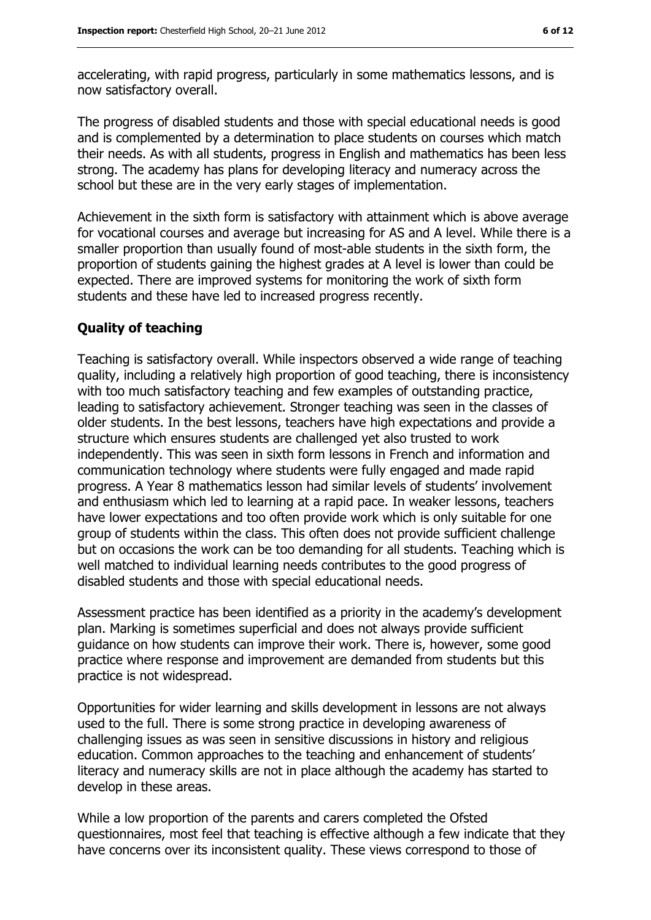accelerating, with rapid progress, particularly in some mathematics lessons, and is now satisfactory overall.

The progress of disabled students and those with special educational needs is good and is complemented by a determination to place students on courses which match their needs. As with all students, progress in English and mathematics has been less strong. The academy has plans for developing literacy and numeracy across the school but these are in the very early stages of implementation.

Achievement in the sixth form is satisfactory with attainment which is above average for vocational courses and average but increasing for AS and A level. While there is a smaller proportion than usually found of most-able students in the sixth form, the proportion of students gaining the highest grades at A level is lower than could be expected. There are improved systems for monitoring the work of sixth form students and these have led to increased progress recently.

### Quality of teaching

Teaching is satisfactory overall. While inspectors observed a wide range of teaching quality, including a relatively high proportion of good teaching, there is inconsistency with too much satisfactory teaching and few examples of outstanding practice, leading to satisfactory achievement. Stronger teaching was seen in the classes of older students. In the best lessons, teachers have high expectations and provide a structure which ensures students are challenged yet also trusted to work independently. This was seen in sixth form lessons in French and information and communication technology where students were fully engaged and made rapid progress. A Year 8 mathematics lesson had similar levels of students' involvement and enthusiasm which led to learning at a rapid pace. In weaker lessons, teachers have lower expectations and too often provide work which is only suitable for one group of students within the class. This often does not provide sufficient challenge but on occasions the work can be too demanding for all students. Teaching which is well matched to individual learning needs contributes to the good progress of disabled students and those with special educational needs.

Assessment practice has been identified as a priority in the academy's development plan. Marking is sometimes superficial and does not always provide sufficient guidance on how students can improve their work. There is, however, some good practice where response and improvement are demanded from students but this practice is not widespread.

Opportunities for wider learning and skills development in lessons are not always used to the full. There is some strong practice in developing awareness of challenging issues as was seen in sensitive discussions in history and religious education. Common approaches to the teaching and enhancement of students' literacy and numeracy skills are not in place although the academy has started to develop in these areas.

While a low proportion of the parents and carers completed the Ofsted questionnaires, most feel that teaching is effective although a few indicate that they have concerns over its inconsistent quality. These views correspond to those of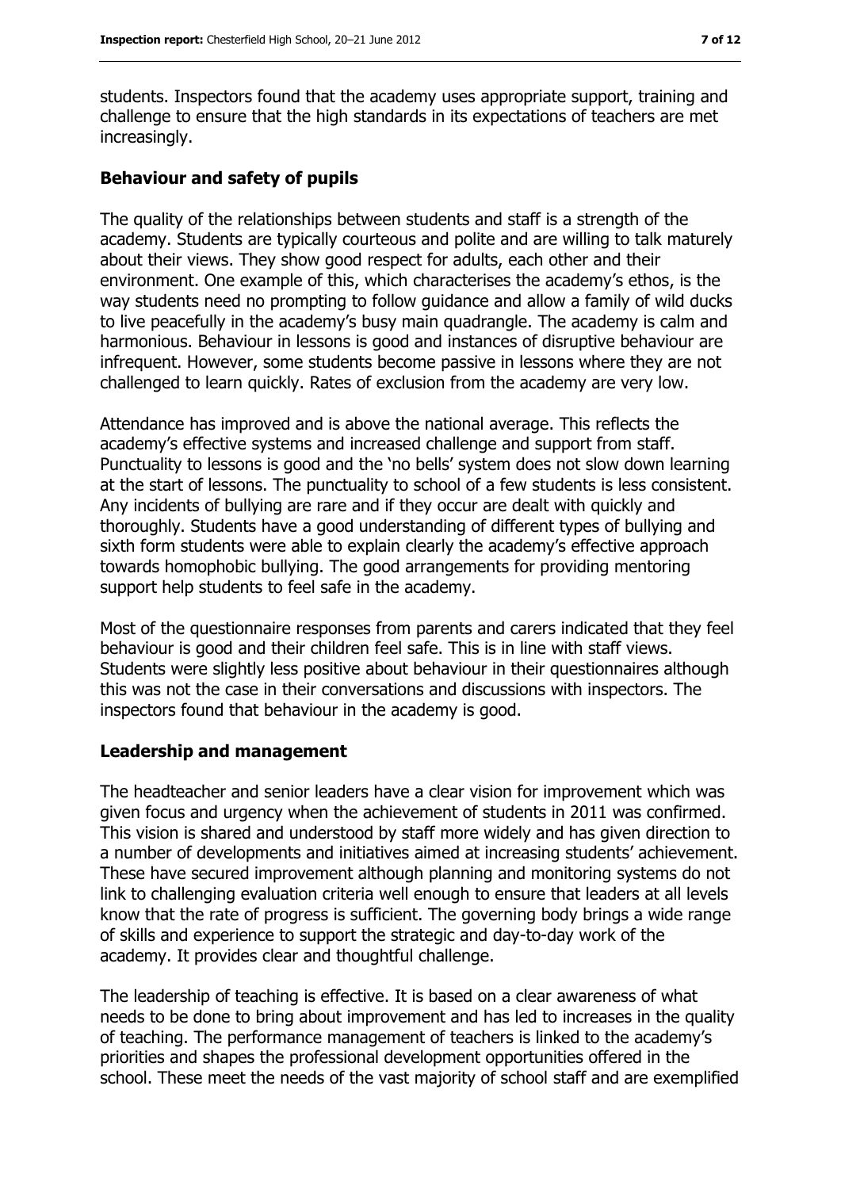students. Inspectors found that the academy uses appropriate support, training and challenge to ensure that the high standards in its expectations of teachers are met increasingly.

## Behaviour and safety of pupils

The quality of the relationships between students and staff is a strength of the academy. Students are typically courteous and polite and are willing to talk maturely about their views. They show good respect for adults, each other and their environment. One example of this, which characterises the academy's ethos, is the way students need no prompting to follow guidance and allow a family of wild ducks to live peacefully in the academy's busy main quadrangle. The academy is calm and harmonious. Behaviour in lessons is good and instances of disruptive behaviour are infrequent. However, some students become passive in lessons where they are not challenged to learn quickly. Rates of exclusion from the academy are very low.

Attendance has improved and is above the national average. This reflects the academy's effective systems and increased challenge and support from staff. Punctuality to lessons is good and the 'no bells' system does not slow down learning at the start of lessons. The punctuality to school of a few students is less consistent. Any incidents of bullying are rare and if they occur are dealt with quickly and thoroughly. Students have a good understanding of different types of bullying and sixth form students were able to explain clearly the academy's effective approach towards homophobic bullying. The good arrangements for providing mentoring support help students to feel safe in the academy.

Most of the questionnaire responses from parents and carers indicated that they feel behaviour is good and their children feel safe. This is in line with staff views. Students were slightly less positive about behaviour in their questionnaires although this was not the case in their conversations and discussions with inspectors. The inspectors found that behaviour in the academy is good.

## Leadership and management

The headteacher and senior leaders have a clear vision for improvement which was given focus and urgency when the achievement of students in 2011 was confirmed. This vision is shared and understood by staff more widely and has given direction to a number of developments and initiatives aimed at increasing students' achievement. These have secured improvement although planning and monitoring systems do not link to challenging evaluation criteria well enough to ensure that leaders at all levels know that the rate of progress is sufficient. The governing body brings a wide range of skills and experience to support the strategic and day-to-day work of the academy. It provides clear and thoughtful challenge.

The leadership of teaching is effective. It is based on a clear awareness of what needs to be done to bring about improvement and has led to increases in the quality of teaching. The performance management of teachers is linked to the academy's priorities and shapes the professional development opportunities offered in the school. These meet the needs of the vast majority of school staff and are exemplified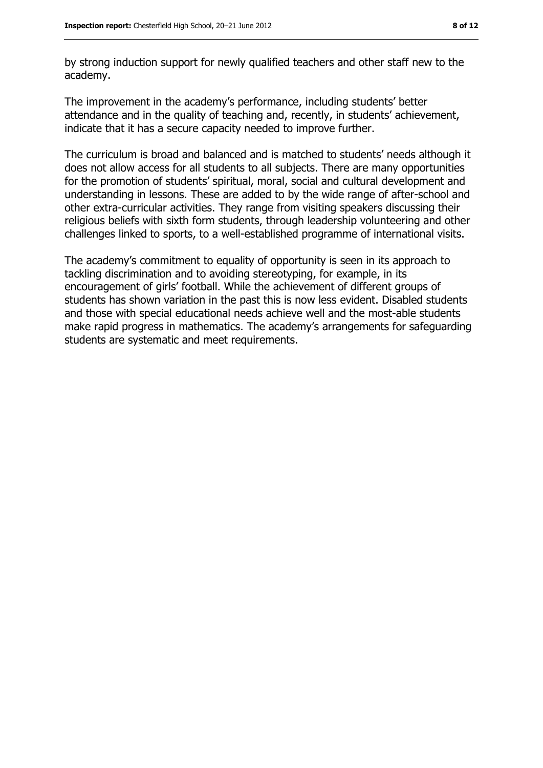by strong induction support for newly qualified teachers and other staff new to the academy.

The improvement in the academy's performance, including students' better attendance and in the quality of teaching and, recently, in students' achievement, indicate that it has a secure capacity needed to improve further.

The curriculum is broad and balanced and is matched to students' needs although it does not allow access for all students to all subjects. There are many opportunities for the promotion of students' spiritual, moral, social and cultural development and understanding in lessons. These are added to by the wide range of after-school and other extra-curricular activities. They range from visiting speakers discussing their religious beliefs with sixth form students, through leadership volunteering and other challenges linked to sports, to a well-established programme of international visits.

The academy's commitment to equality of opportunity is seen in its approach to tackling discrimination and to avoiding stereotyping, for example, in its encouragement of girls' football. While the achievement of different groups of students has shown variation in the past this is now less evident. Disabled students and those with special educational needs achieve well and the most-able students make rapid progress in mathematics. The academy's arrangements for safeguarding students are systematic and meet requirements.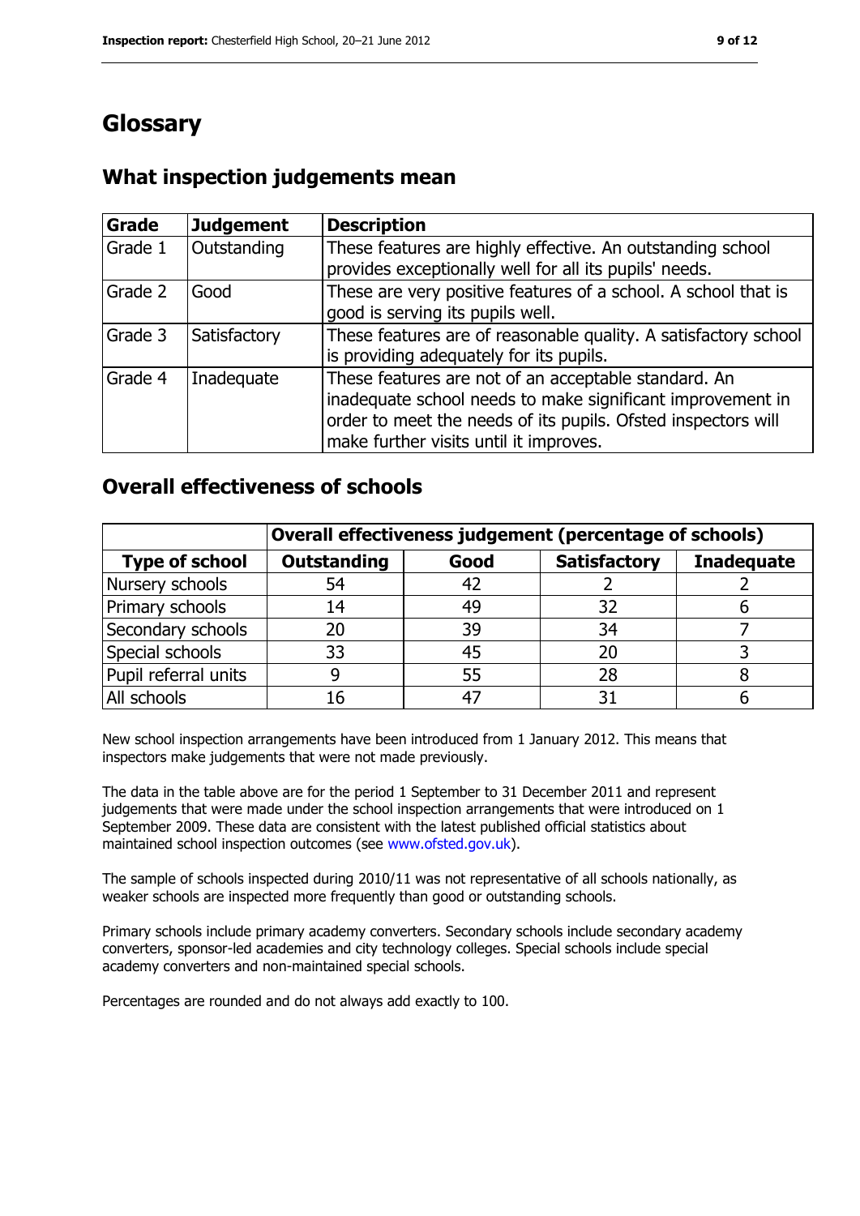# Glossary

## What inspection judgements mean

| Grade | Judgement | Description |
|---|---|---|
| Grade 1 | Outstanding | These features are highly effective. An outstanding school provides exceptionally well for all its pupils' needs. |
| Grade 2 | Good | These are very positive features of a school. A school that is good is serving its pupils well. |
| Grade 3 | Satisfactory | These features are of reasonable quality. A satisfactory school is providing adequately for its pupils. |
| Grade 4 | Inadequate | These features are not of an acceptable standard. An inadequate school needs to make significant improvement in order to meet the needs of its pupils. Ofsted inspectors will make further visits until it improves. |

## Overall effectiveness of schools

| | Overall effectiveness judgement (percentage of schools) | | | |
|---|---|---|---|---|
| **Type of school** | **Outstanding** | **Good** | **Satisfactory** | **Inadequate** |
| Nursery schools | 54 | 42 | 2 | 2 |
| Primary schools | 14 | 49 | 32 | 6 |
| Secondary schools | 20 | 39 | 34 | 7 |
| Special schools | 33 | 45 | 20 | 3 |
| Pupil referral units | 9 | 55 | 28 | 8 |
| All schools | 16 | 47 | 31 | 6 |

New school inspection arrangements have been introduced from 1 January 2012. This means that inspectors make judgements that were not made previously.

The data in the table above are for the period 1 September to 31 December 2011 and represent judgements that were made under the school inspection arrangements that were introduced on 1 September 2009. These data are consistent with the latest published official statistics about maintained school inspection outcomes (see www.ofsted.gov.uk).

The sample of schools inspected during 2010/11 was not representative of all schools nationally, as weaker schools are inspected more frequently than good or outstanding schools.

Primary schools include primary academy converters. Secondary schools include secondary academy converters, sponsor-led academies and city technology colleges. Special schools include special academy converters and non-maintained special schools.

Percentages are rounded and do not always add exactly to 100.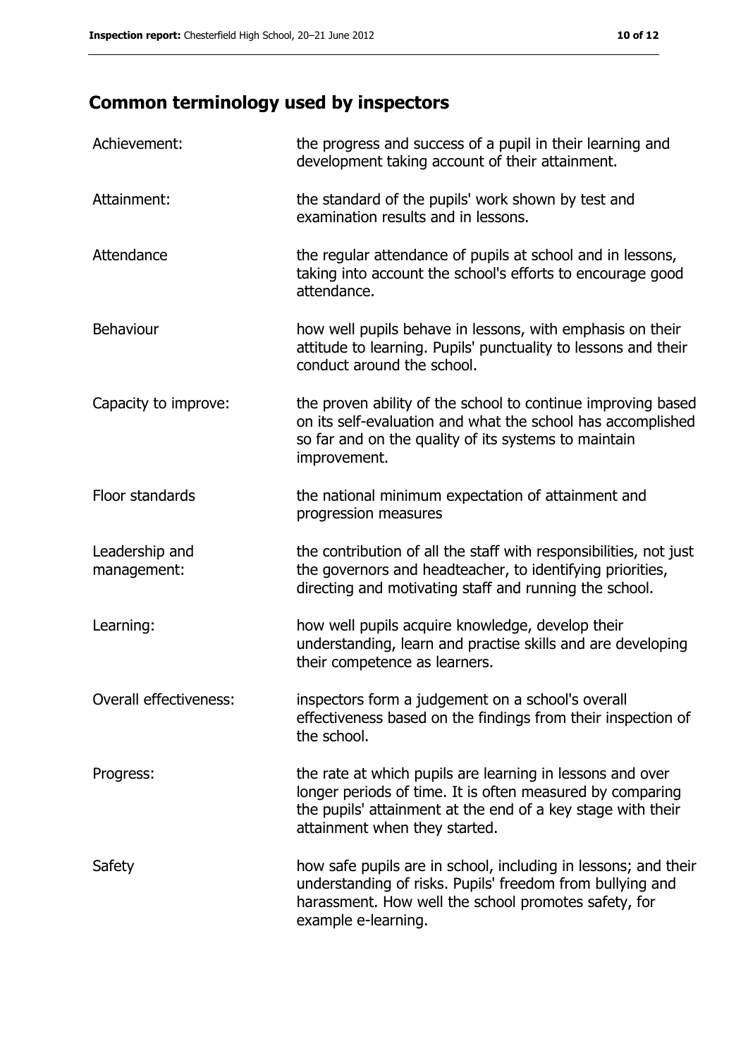## Common terminology used by inspectors

| | |
|---|---|
| Achievement: | the progress and success of a pupil in their learning and development taking account of their attainment. |
| Attainment: | the standard of the pupils' work shown by test and examination results and in lessons. |
| Attendance | the regular attendance of pupils at school and in lessons, taking into account the school's efforts to encourage good attendance. |
| Behaviour | how well pupils behave in lessons, with emphasis on their attitude to learning. Pupils' punctuality to lessons and their conduct around the school. |
| Capacity to improve: | the proven ability of the school to continue improving based on its self-evaluation and what the school has accomplished so far and on the quality of its systems to maintain improvement. |
| Floor standards | the national minimum expectation of attainment and progression measures |
| Leadership and management: | the contribution of all the staff with responsibilities, not just the governors and headteacher, to identifying priorities, directing and motivating staff and running the school. |
| Learning: | how well pupils acquire knowledge, develop their understanding, learn and practise skills and are developing their competence as learners. |
| Overall effectiveness: | inspectors form a judgement on a school's overall effectiveness based on the findings from their inspection of the school. |
| Progress: | the rate at which pupils are learning in lessons and over longer periods of time. It is often measured by comparing the pupils' attainment at the end of a key stage with their attainment when they started. |
| Safety | how safe pupils are in school, including in lessons; and their understanding of risks. Pupils' freedom from bullying and harassment. How well the school promotes safety, for example e-learning. |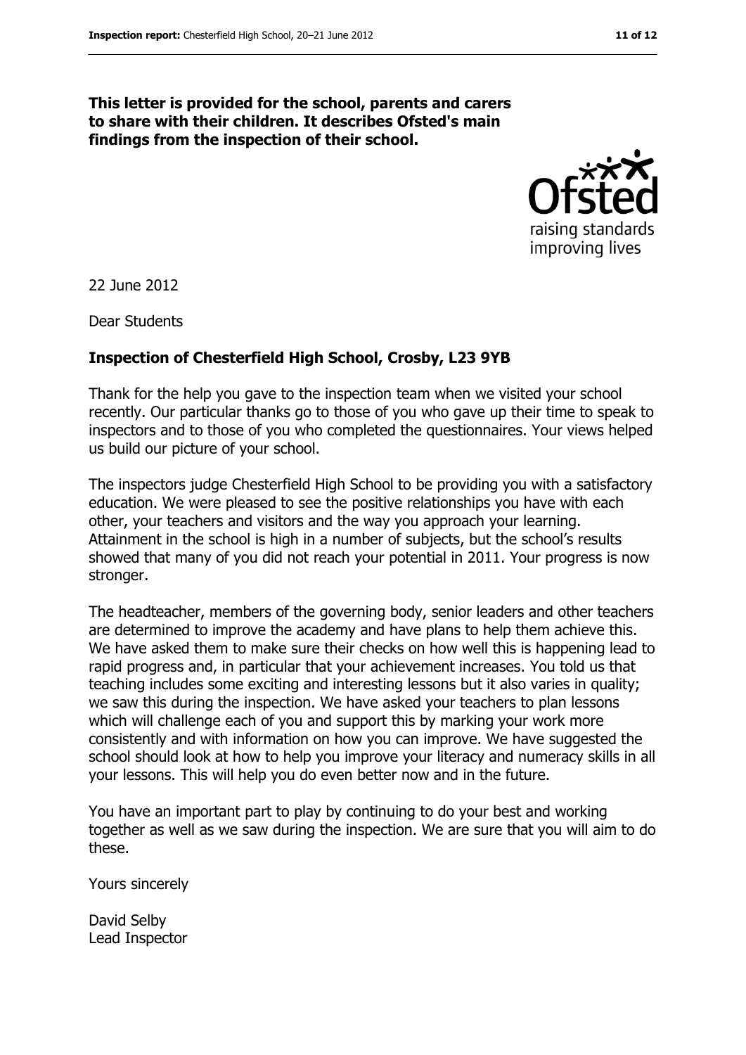**This letter is provided for the school, parents and carers to share with their children. It describes Ofsted's main findings from the inspection of their school.**

22 June 2012

Dear Students

**Inspection of Chesterfield High School, Crosby, L23 9YB**

Thank for the help you gave to the inspection team when we visited your school recently. Our particular thanks go to those of you who gave up their time to speak to inspectors and to those of you who completed the questionnaires. Your views helped us build our picture of your school.

The inspectors judge Chesterfield High School to be providing you with a satisfactory education. We were pleased to see the positive relationships you have with each other, your teachers and visitors and the way you approach your learning. Attainment in the school is high in a number of subjects, but the school's results showed that many of you did not reach your potential in 2011. Your progress is now stronger.

The headteacher, members of the governing body, senior leaders and other teachers are determined to improve the academy and have plans to help them achieve this. We have asked them to make sure their checks on how well this is happening lead to rapid progress and, in particular that your achievement increases. You told us that teaching includes some exciting and interesting lessons but it also varies in quality; we saw this during the inspection. We have asked your teachers to plan lessons which will challenge each of you and support this by marking your work more consistently and with information on how you can improve. We have suggested the school should look at how to help you improve your literacy and numeracy skills in all your lessons. This will help you do even better now and in the future.

You have an important part to play by continuing to do your best and working together as well as we saw during the inspection. We are sure that you will aim to do these.

Yours sincerely

David Selby
Lead Inspector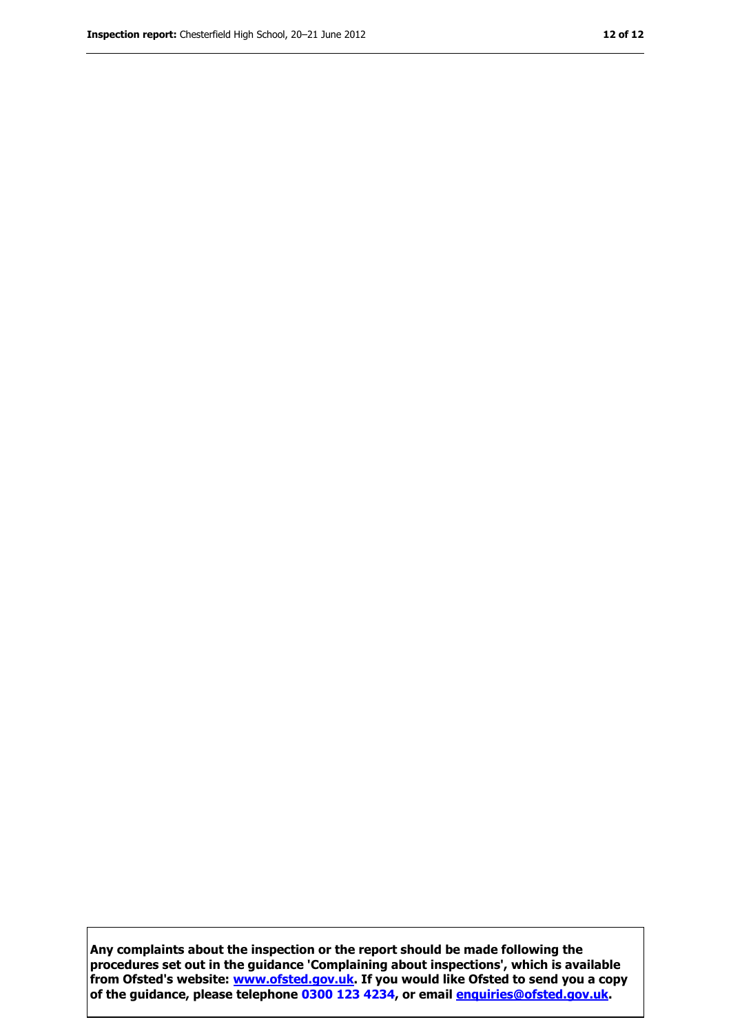**Any complaints about the inspection or the report should be made following the procedures set out in the guidance 'Complaining about inspections', which is available from Ofsted's website: [www.ofsted.gov.uk](www.ofsted.gov.uk). If you would like Ofsted to send you a copy of the guidance, please telephone 0300 123 4234, or email [enquiries@ofsted.gov.uk](mailto:enquiries@ofsted.gov.uk).**